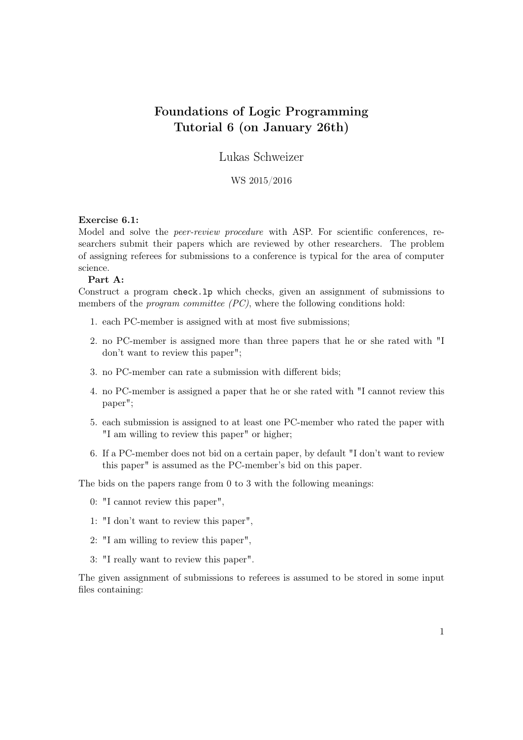# Foundations of Logic Programming
## Tutorial 6 (on January 26th)

Lukas Schweizer

WS 2015/2016

**Exercise 6.1:**
Model and solve the *peer-review procedure* with ASP. For scientific conferences, researchers submit their papers which are reviewed by other researchers. The problem of assigning referees for submissions to a conference is typical for the area of computer science.

**Part A:**
Construct a program `check.lp` which checks, given an assignment of submissions to members of the *program committee (PC)*, where the following conditions hold:

1. each PC-member is assigned with at most five submissions;
2. no PC-member is assigned more than three papers that he or she rated with "I don't want to review this paper";
3. no PC-member can rate a submission with different bids;
4. no PC-member is assigned a paper that he or she rated with "I cannot review this paper";
5. each submission is assigned to at least one PC-member who rated the paper with "I am willing to review this paper" or higher;
6. If a PC-member does not bid on a certain paper, by default "I don't want to review this paper" is assumed as the PC-member's bid on this paper.

The bids on the papers range from 0 to 3 with the following meanings:

0: "I cannot review this paper",

1: "I don't want to review this paper",

2: "I am willing to review this paper",

3: "I really want to review this paper".

The given assignment of submissions to referees is assumed to be stored in some input files containing: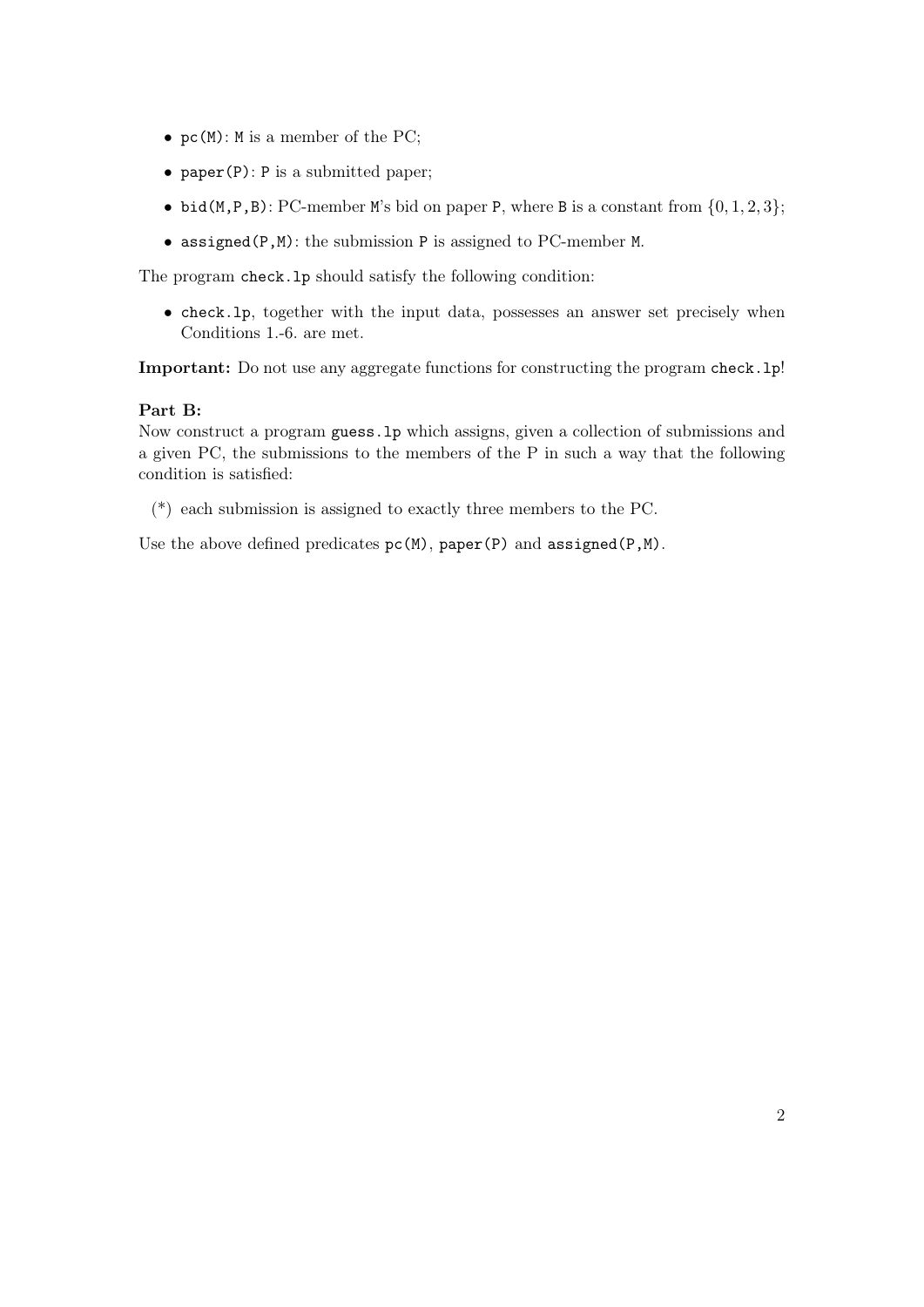- `pc(M)`: `M` is a member of the PC;
- `paper(P)`: `P` is a submitted paper;
- `bid(M,P,B)`: PC-member `M`'s bid on paper `P`, where `B` is a constant from $\{0, 1, 2, 3\}$;
- `assigned(P,M)`: the submission `P` is assigned to PC-member `M`.

The program `check.lp` should satisfy the following condition:

- `check.lp`, together with the input data, possesses an answer set precisely when Conditions 1.-6. are met.

**Important:** Do not use any aggregate functions for constructing the program `check.lp`!

**Part B:**
Now construct a program `guess.lp` which assigns, given a collection of submissions and a given PC, the submissions to the members of the P in such a way that the following condition is satisfied:

(*) each submission is assigned to exactly three members to the PC.

Use the above defined predicates `pc(M)`, `paper(P)` and `assigned(P,M)`.